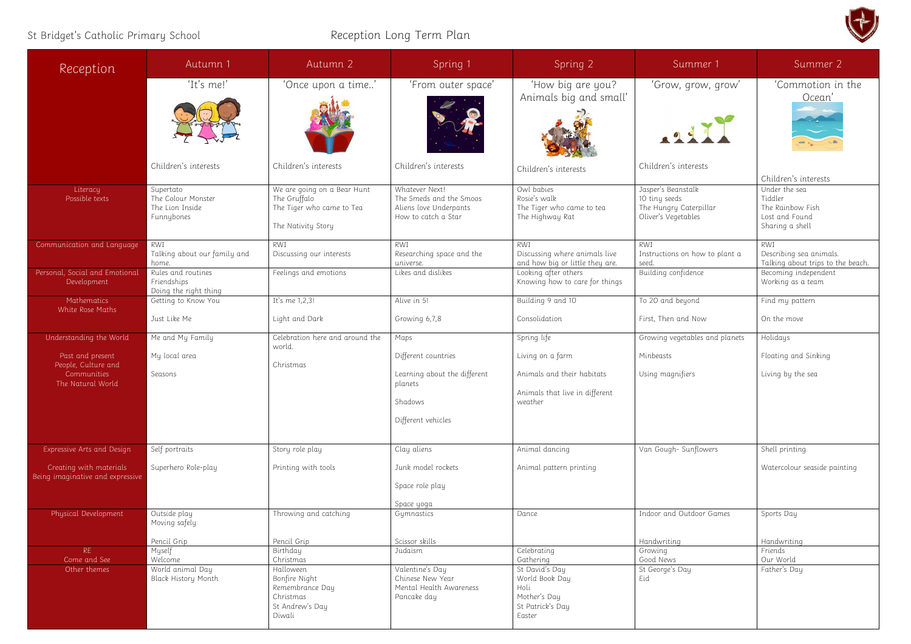St Bridget's Catholic Primary School

# Reception Long Term Plan

| Reception | Autumn 1 | Autumn 2 | Spring 1 | Spring 2 | Summer 1 | Summer 2 |
|---|---|---|---|---|---|---|
| | 'It's me!' Children's interests | 'Once upon a time..' Children's interests | 'From outer space' Children's interests | 'How big are you? Animals big and small' Children's interests | 'Grow, grow, grow' Children's interests | 'Commotion in the Ocean' Children's interests |
| Literacy Possible texts | Supertato<br>The Colour Monster<br>The Lion Inside<br>Funnybones | We are going on a Bear Hunt<br>The Gruffalo<br>The Tiger who came to Tea<br>The Nativity Story | Whatever Next!<br>The Smeds and the Smoos<br>Aliens love Underpants<br>How to catch a Star | Owl babies<br>Rosie's walk<br>The Tiger who came to tea<br>The Highway Rat | Jasper's Beanstalk<br>10 tiny seeds<br>The Hungry Caterpillar<br>Oliver's Vegetables | Under the sea<br>Tiddler<br>The Rainbow Fish<br>Lost and Found<br>Sharing a shell |
| Communication and Language | RWI<br>Talking about our family and home. | RWI<br>Discussing our interests | RWI<br>Researching space and the universe. | RWI<br>Discussing where animals live and how big or little they are. | RWI<br>Instructions on how to plant a seed. | RWI<br>Describing sea animals.<br>Talking about trips to the beach. |
| Personal, Social and Emotional Development | Rules and routines<br>Friendships<br>Doing the right thing | Feelings and emotions | Likes and dislikes | Looking after others<br>Knowing how to care for things | Building confidence | Becoming independent<br>Working as a team |
| Mathematics White Rose Maths | Getting to Know You<br>Just Like Me | It's me 1,2,3!<br>Light and Dark | Alive in 5!<br>Growing 6,7,8 | Building 9 and 10<br>Consolidation | To 20 and beyond<br>First, Then and Now | Find my pattern<br>On the move |
| Understanding the World<br>Past and present<br>People, Culture and Communities<br>The Natural World | Me and My Family<br>My local area<br>Seasons | Celebration here and around the world.<br>Christmas | Maps<br>Different countries<br>Learning about the different planets<br>Shadows<br>Different vehicles | Spring life<br>Living on a farm<br>Animals and their habitats<br>Animals that live in different weather | Growing vegetables and planets<br>Minbeasts<br>Using magnifiers | Holidays<br>Floating and Sinking<br>Living by the sea |
| Expressive Arts and Design<br>Creating with materials<br>Being imaginative and expressive | Self portraits<br>Superhero Role-play | Story role play<br>Printing with tools | Clay aliens<br>Junk model rockets<br>Space role play<br>Space yoga | Animal dancing<br>Animal pattern printing | Van Gough- Sunflowers | Shell printing<br>Watercolour seaside painting |
| Physical Development | Outside play<br>Moving safely<br>Pencil Grip | Throwing and catching<br>Pencil Grip | Gymnastics<br>Scissor skills | Dance | Indoor and Outdoor Games<br>Handwriting | Sports Day<br>Handwriting |
| RE<br>Come and See | Myself<br>Welcome | Birthday<br>Christmas | Judaism | Celebrating<br>Gathering | Growing<br>Good News | Friends<br>Our World |
| Other themes | World animal Day<br>Black History Month | Halloween<br>Bonfire Night<br>Remembrance Day<br>Christmas<br>St Andrew's Day<br>Diwali | Valentine's Day<br>Chinese New Year<br>Mental Health Awareness<br>Pancake day | St David's Day<br>World Book Day<br>Holi<br>Mother's Day<br>St Patrick's Day<br>Easter | St George's Day<br>Eid | Father's Day |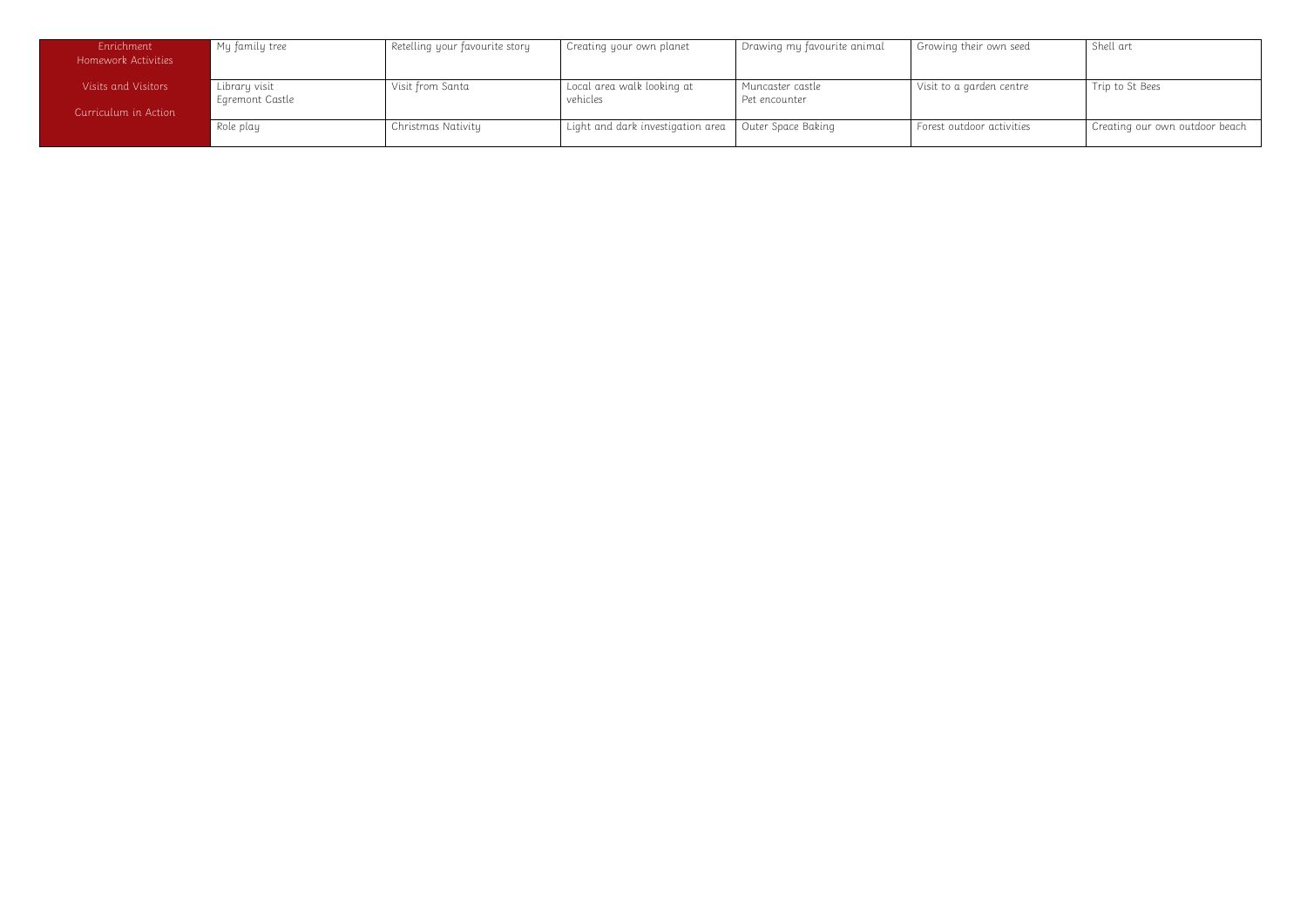| | | | | | | |
|---|---|---|---|---|---|---|
| Enrichment Homework Activities | My family tree | Retelling your favourite story | Creating your own planet | Drawing my favourite animal | Growing their own seed | Shell art |
| Visits and Visitors | Library visit Egremont Castle | Visit from Santa | Local area walk looking at vehicles | Muncaster castle Pet encounter | Visit to a garden centre | Trip to St Bees |
| Curriculum in Action | Role play | Christmas Nativity | Light and dark investigation area | Outer Space Baking | Forest outdoor activities | Creating our own outdoor beach |